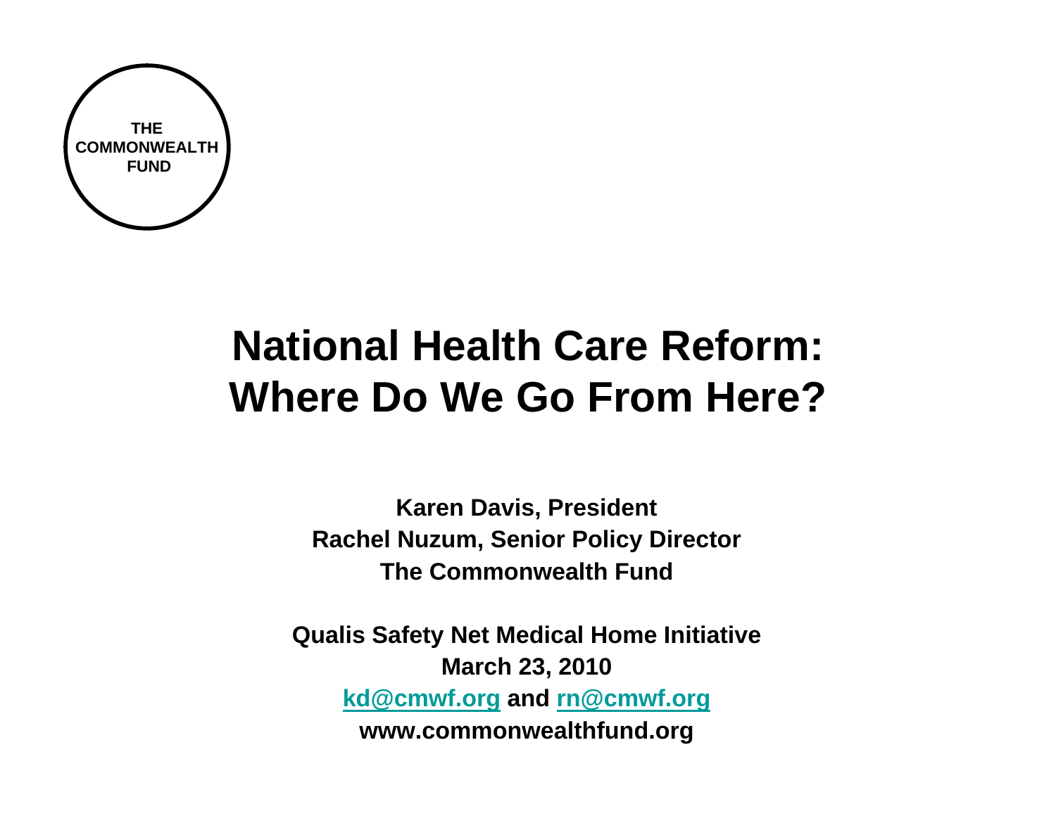THE COMMONWEALTH FUND

# National Health Care Reform: Where Do We Go From Here?

**Karen Davis, President**
**Rachel Nuzum, Senior Policy Director**
**The Commonwealth Fund**

**Qualis Safety Net Medical Home Initiative**
**March 23, 2010**
**kd@cmwf.org and rn@cmwf.org**
**www.commonwealthfund.org**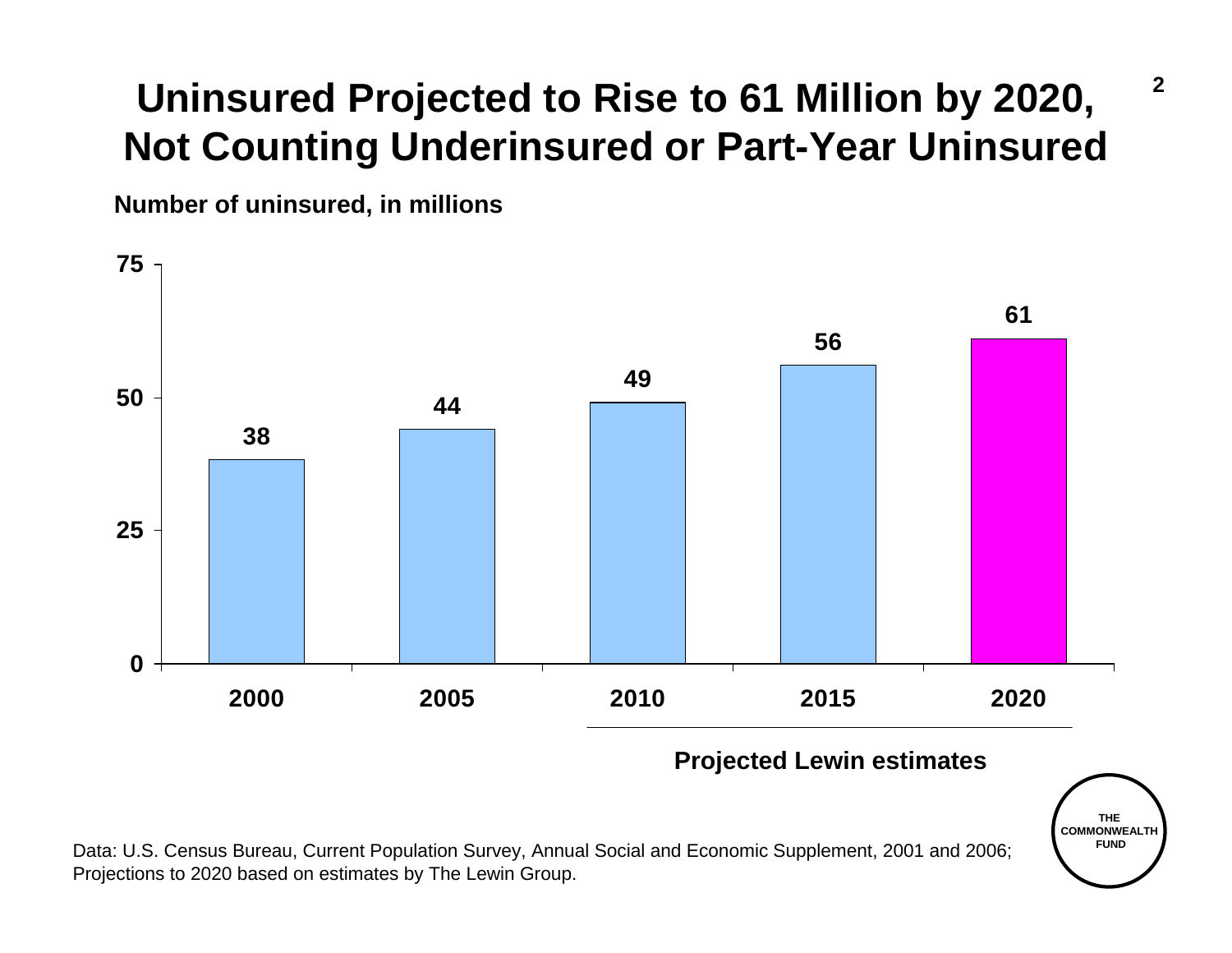# Uninsured Projected to Rise to 61 Million by 2020, Not Counting Underinsured or Part-Year Uninsured

**Number of uninsured, in millions**

| Year | Number of uninsured (millions) |
|---|---|
| 2000 | 38 |
| 2005 | 44 |
| 2010 | 49 |
| 2015 | 56 |
| 2020 | 61 |

**Projected Lewin estimates** (2010–2020)

THE COMMONWEALTH FUND

Data: U.S. Census Bureau, Current Population Survey, Annual Social and Economic Supplement, 2001 and 2006; Projections to 2020 based on estimates by The Lewin Group.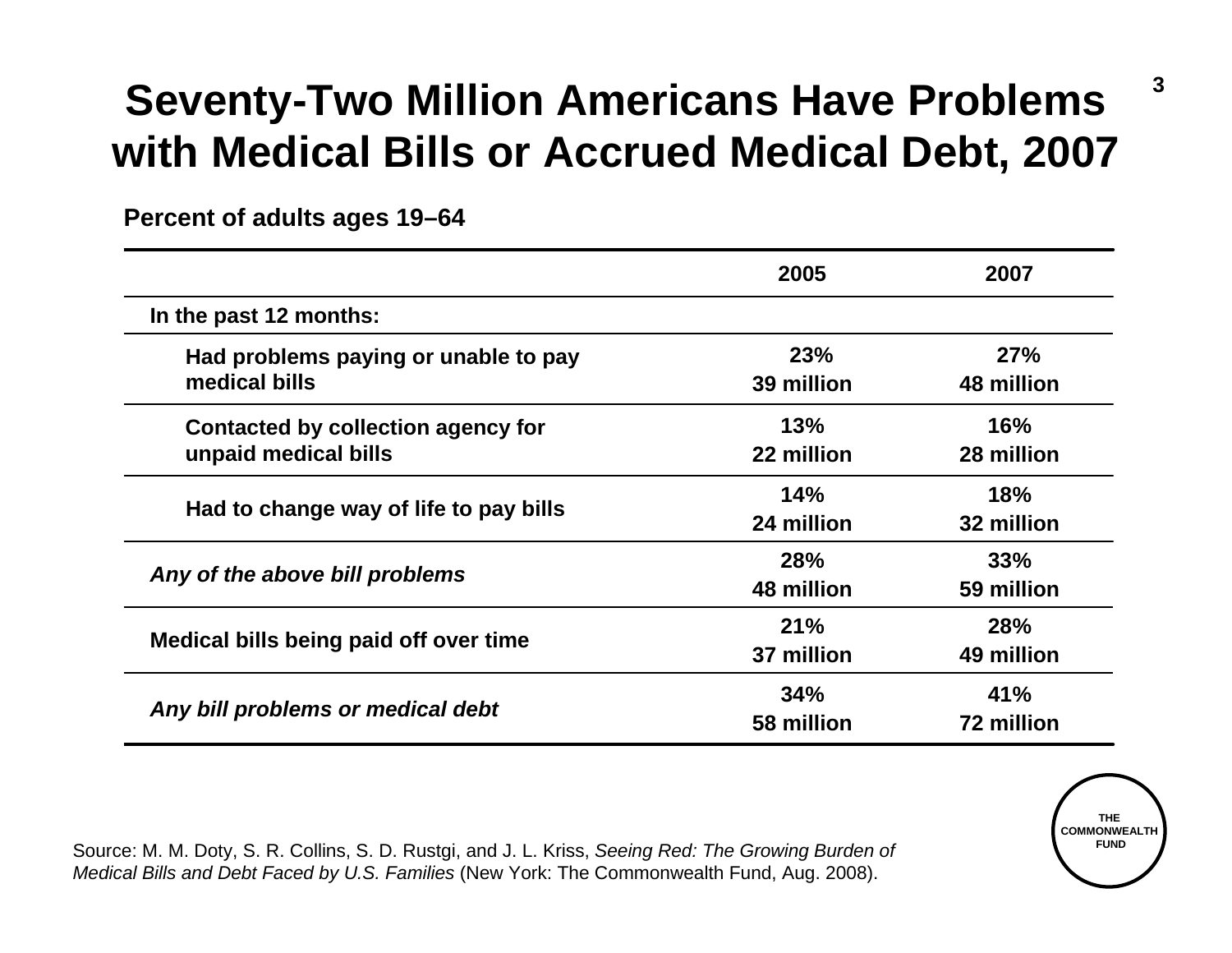# Seventy-Two Million Americans Have Problems with Medical Bills or Accrued Medical Debt, 2007

**Percent of adults ages 19–64**

| | 2005 | 2007 |
|---|---|---|
| **In the past 12 months:** | | |
| **Had problems paying or unable to pay medical bills** | **23%** **39 million** | **27%** **48 million** |
| **Contacted by collection agency for unpaid medical bills** | **13%** **22 million** | **16%** **28 million** |
| **Had to change way of life to pay bills** | **14%** **24 million** | **18%** **32 million** |
| ***Any of the above bill problems*** | **28%** **48 million** | **33%** **59 million** |
| **Medical bills being paid off over time** | **21%** **37 million** | **28%** **49 million** |
| ***Any bill problems or medical debt*** | **34%** **58 million** | **41%** **72 million** |

Source: M. M. Doty, S. R. Collins, S. D. Rustgi, and J. L. Kriss, *Seeing Red: The Growing Burden of Medical Bills and Debt Faced by U.S. Families* (New York: The Commonwealth Fund, Aug. 2008).

THE COMMONWEALTH FUND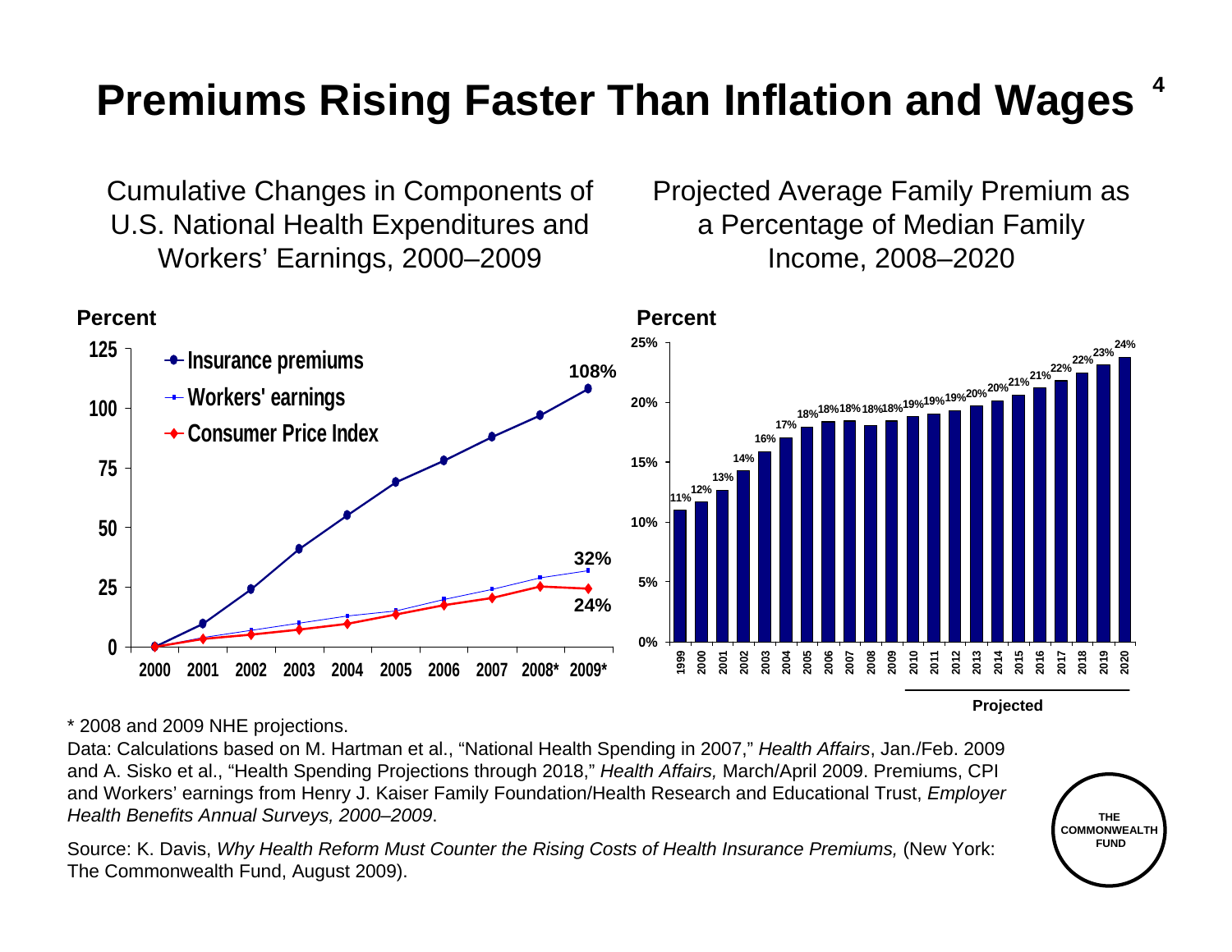# Premiums Rising Faster Than Inflation and Wages

Cumulative Changes in Components of U.S. National Health Expenditures and Workers' Earnings, 2000–2009

Percent

| Year | Insurance premiums | Workers' earnings | Consumer Price Index |
|---|---|---|---|
| 2000 | | | |
| 2001 | | | |
| 2002 | | | |
| 2003 | | | |
| 2004 | | | |
| 2005 | | | |
| 2006 | | | |
| 2007 | | | |
| 2008* | | | |
| 2009* | 108% | 32% | 24% |

Projected Average Family Premium as a Percentage of Median Family Income, 2008–2020

Percent

| Year | Percent |
|---|---|
| 1999 | 11% |
| 2000 | 12% |
| 2001 | 13% |
| 2002 | 14% |
| 2003 | 16% |
| 2004 | 17% |
| 2005 | 18% |
| 2006 | 18% |
| 2007 | 18% |
| 2008 | 18% |
| 2009 | 18% |
| 2010 | 19% |
| 2011 | 19% |
| 2012 | 19% |
| 2013 | 20% |
| 2014 | 20% |
| 2015 | 21% |
| 2016 | 21% |
| 2017 | 22% |
| 2018 | 22% |
| 2019 | 23% |
| 2020 | 24% |

Projected: 2010–2020

* 2008 and 2009 NHE projections.

Data: Calculations based on M. Hartman et al., "National Health Spending in 2007," *Health Affairs*, Jan./Feb. 2009 and A. Sisko et al., "Health Spending Projections through 2018," *Health Affairs,* March/April 2009. Premiums, CPI and Workers' earnings from Henry J. Kaiser Family Foundation/Health Research and Educational Trust, *Employer Health Benefits Annual Surveys, 2000–2009*.

Source: K. Davis, *Why Health Reform Must Counter the Rising Costs of Health Insurance Premiums,* (New York: The Commonwealth Fund, August 2009).

THE COMMONWEALTH FUND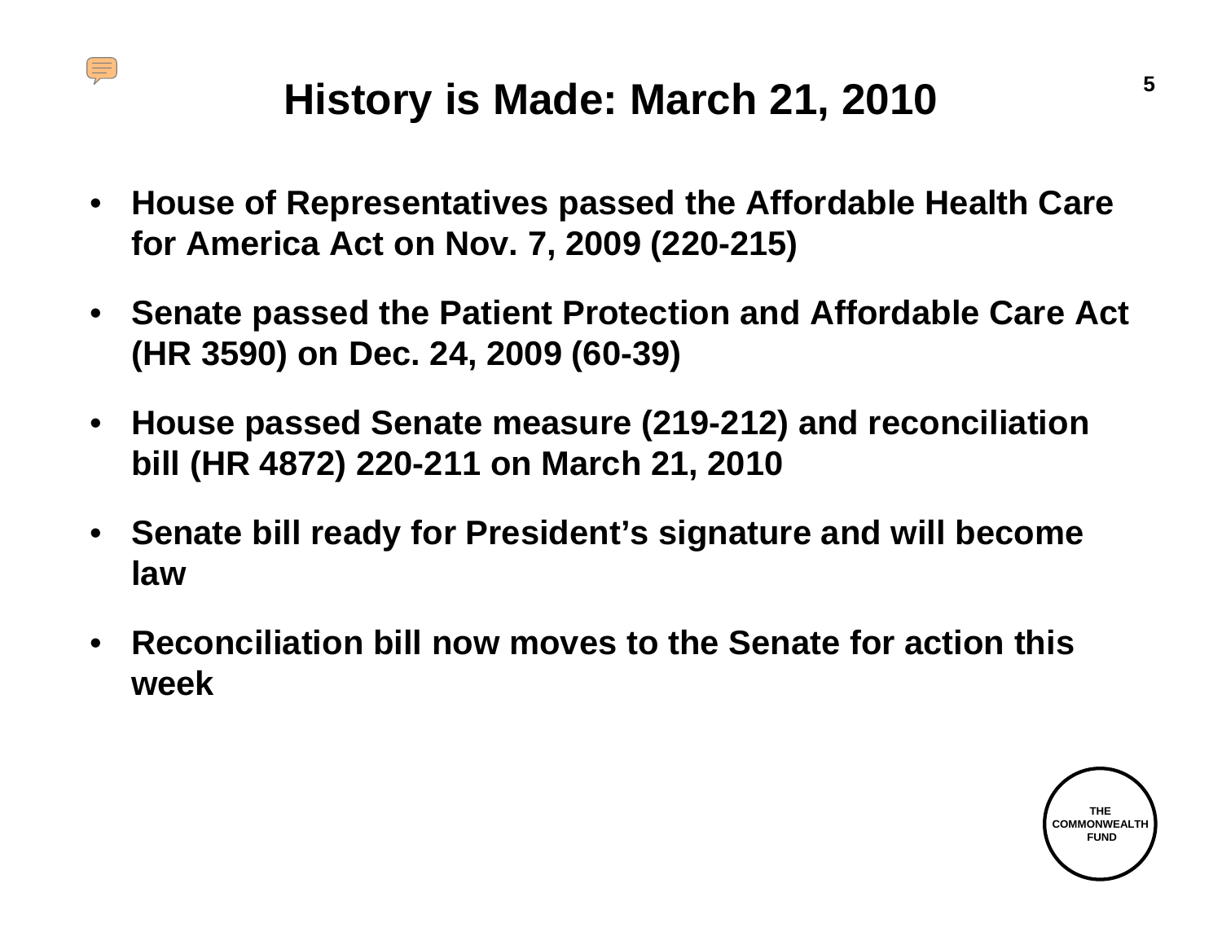# History is Made: March 21, 2010

- House of Representatives passed the Affordable Health Care for America Act on Nov. 7, 2009 (220-215)
- Senate passed the Patient Protection and Affordable Care Act (HR 3590) on Dec. 24, 2009 (60-39)
- House passed Senate measure (219-212) and reconciliation bill (HR 4872) 220-211 on March 21, 2010
- Senate bill ready for President's signature and will become law
- Reconciliation bill now moves to the Senate for action this week

THE COMMONWEALTH FUND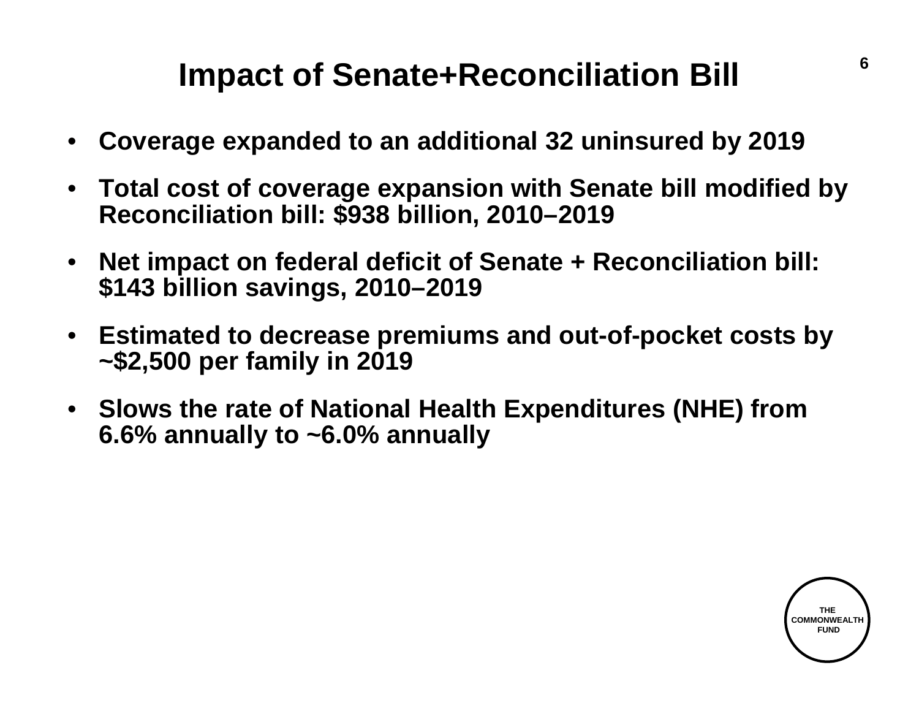# Impact of Senate+Reconciliation Bill

- **Coverage expanded to an additional 32 uninsured by 2019**
- **Total cost of coverage expansion with Senate bill modified by Reconciliation bill: $938 billion, 2010–2019**
- **Net impact on federal deficit of Senate + Reconciliation bill: $143 billion savings, 2010–2019**
- **Estimated to decrease premiums and out-of-pocket costs by ~$2,500 per family in 2019**
- **Slows the rate of National Health Expenditures (NHE) from 6.6% annually to ~6.0% annually**

THE COMMONWEALTH FUND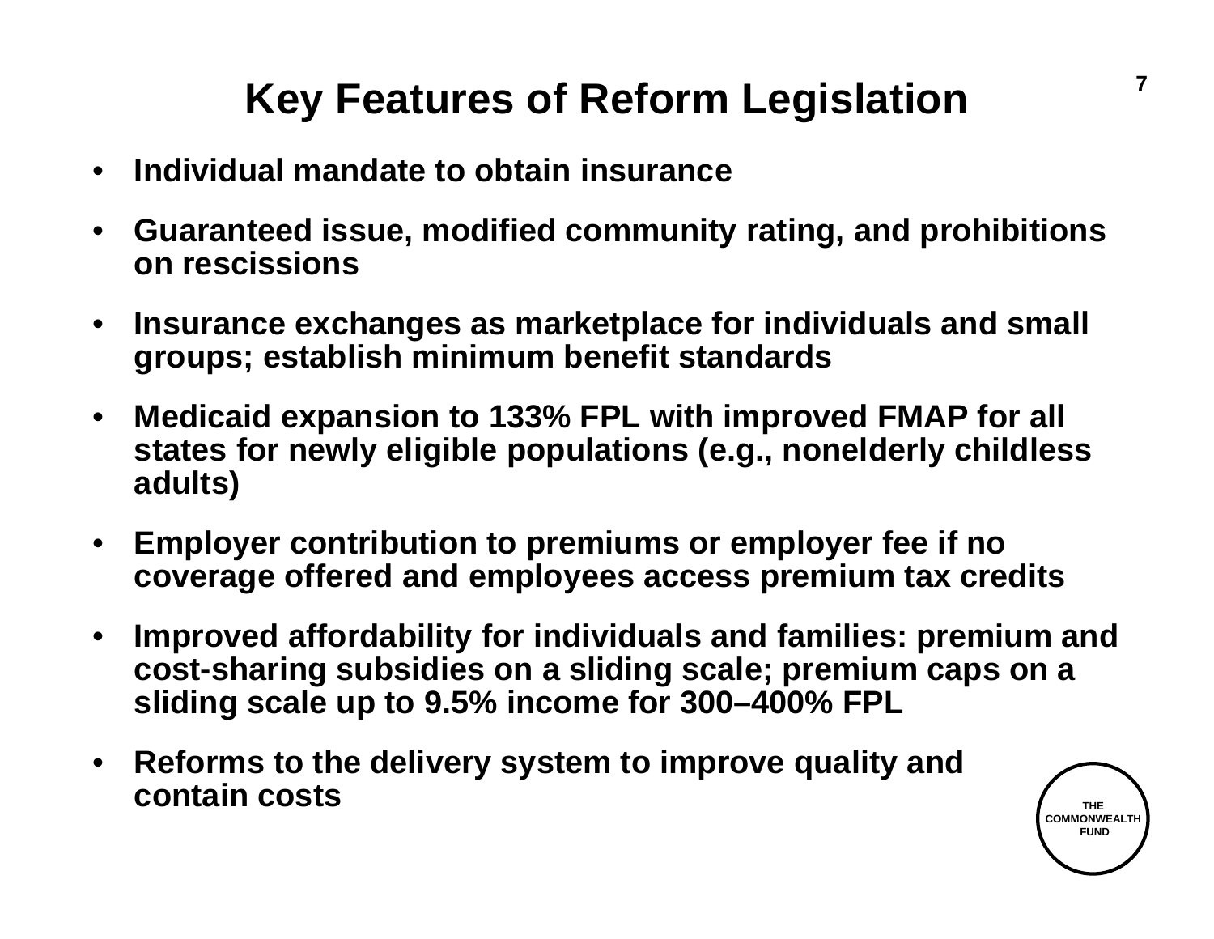# Key Features of Reform Legislation

- **Individual mandate to obtain insurance**
- **Guaranteed issue, modified community rating, and prohibitions on rescissions**
- **Insurance exchanges as marketplace for individuals and small groups; establish minimum benefit standards**
- **Medicaid expansion to 133% FPL with improved FMAP for all states for newly eligible populations (e.g., nonelderly childless adults)**
- **Employer contribution to premiums or employer fee if no coverage offered and employees access premium tax credits**
- **Improved affordability for individuals and families: premium and cost-sharing subsidies on a sliding scale; premium caps on a sliding scale up to 9.5% income for 300–400% FPL**
- **Reforms to the delivery system to improve quality and contain costs**

THE COMMONWEALTH FUND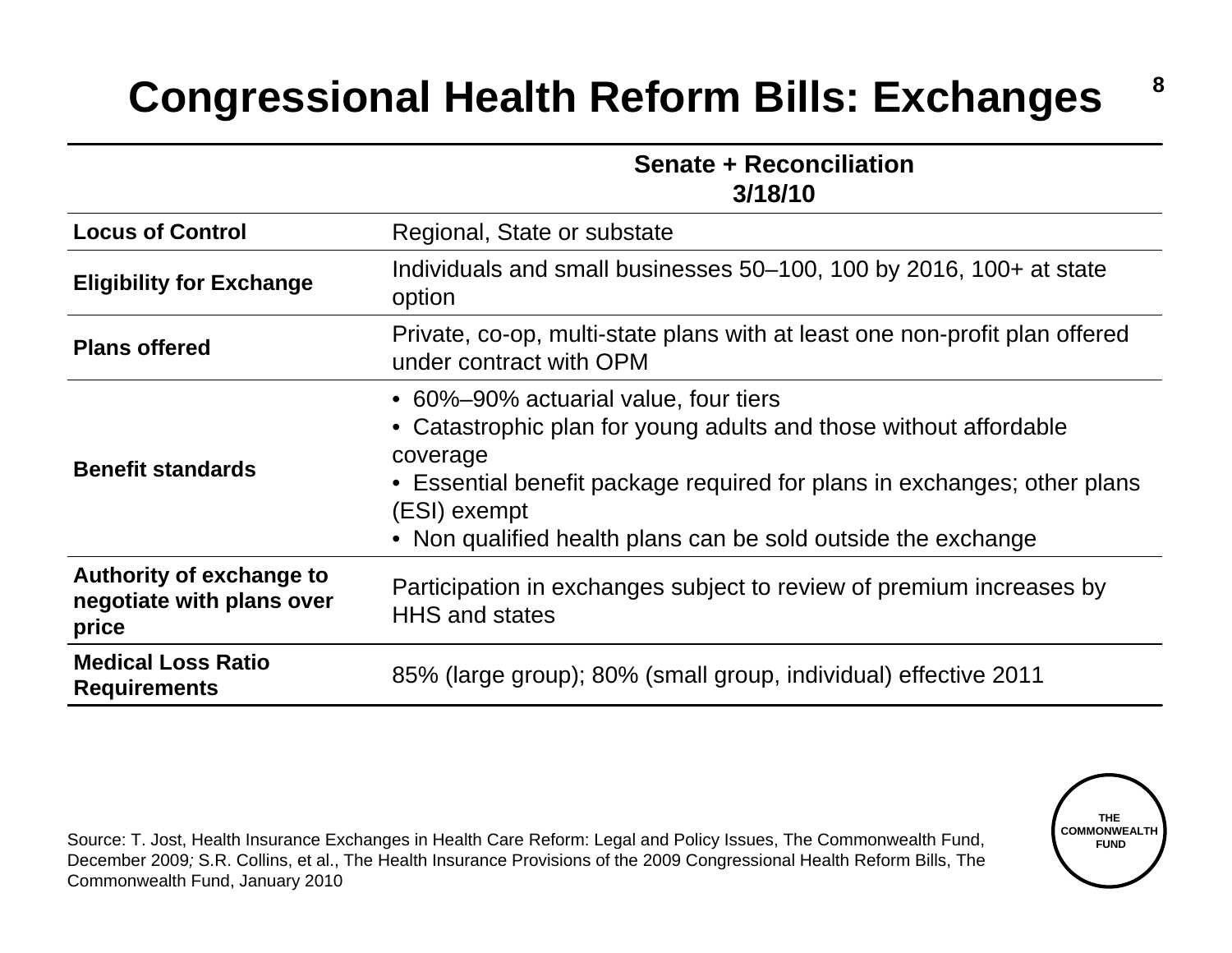# Congressional Health Reform Bills: Exchanges

| | Senate + Reconciliation 3/18/10 |
|---|---|
| **Locus of Control** | Regional, State or substate |
| **Eligibility for Exchange** | Individuals and small businesses 50–100, 100 by 2016, 100+ at state option |
| **Plans offered** | Private, co-op, multi-state plans with at least one non-profit plan offered under contract with OPM |
| **Benefit standards** | • 60%–90% actuarial value, four tiers<br>• Catastrophic plan for young adults and those without affordable coverage<br>• Essential benefit package required for plans in exchanges; other plans (ESI) exempt<br>• Non qualified health plans can be sold outside the exchange |
| **Authority of exchange to negotiate with plans over price** | Participation in exchanges subject to review of premium increases by HHS and states |
| **Medical Loss Ratio Requirements** | 85% (large group); 80% (small group, individual) effective 2011 |

Source: T. Jost, Health Insurance Exchanges in Health Care Reform: Legal and Policy Issues, The Commonwealth Fund, December 2009; S.R. Collins, et al., The Health Insurance Provisions of the 2009 Congressional Health Reform Bills, The Commonwealth Fund, January 2010

THE COMMONWEALTH FUND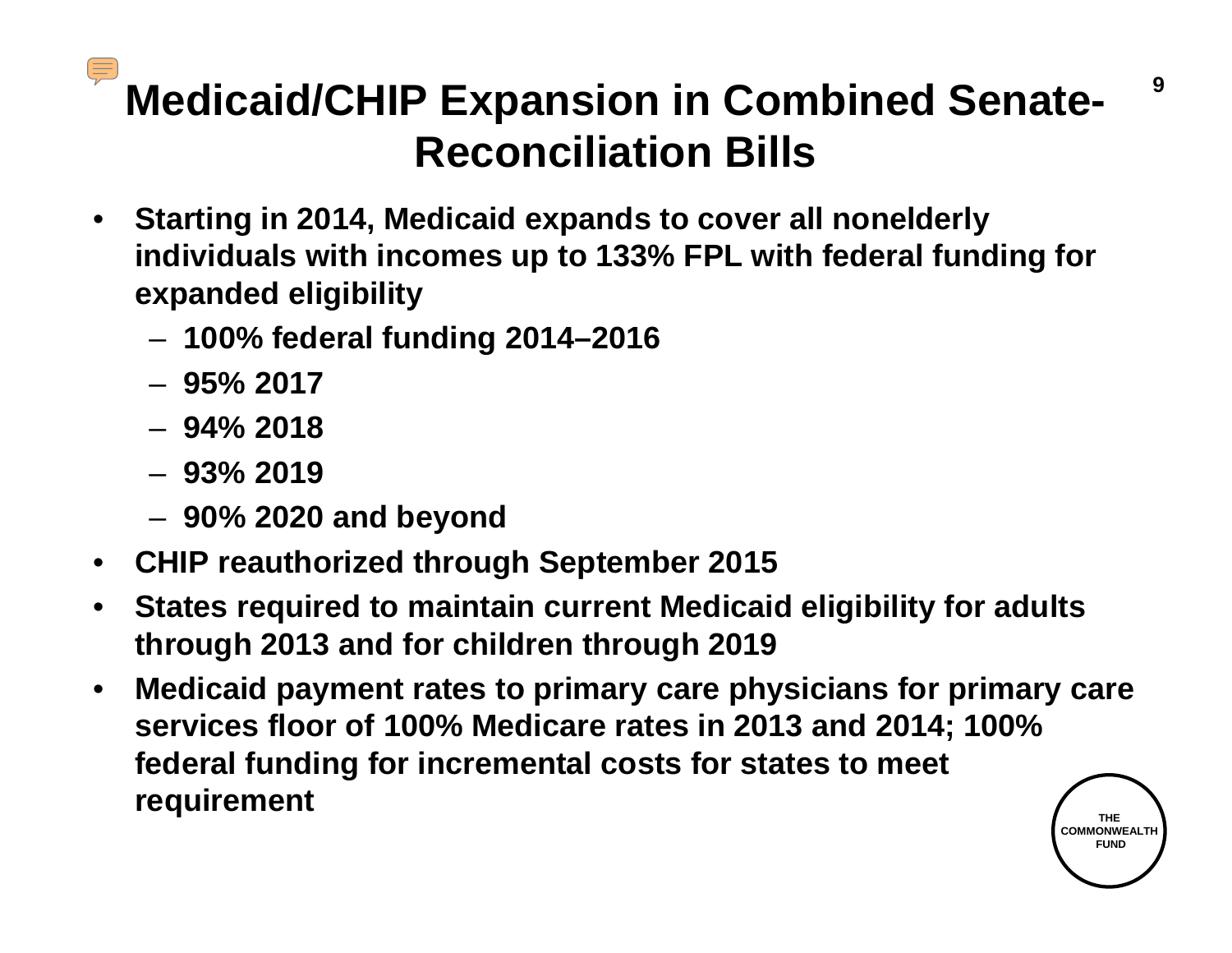# Medicaid/CHIP Expansion in Combined Senate-Reconciliation Bills

- **Starting in 2014, Medicaid expands to cover all nonelderly individuals with incomes up to 133% FPL with federal funding for expanded eligibility**
  - **100% federal funding 2014–2016**
  - **95% 2017**
  - **94% 2018**
  - **93% 2019**
  - **90% 2020 and beyond**
- **CHIP reauthorized through September 2015**
- **States required to maintain current Medicaid eligibility for adults through 2013 and for children through 2019**
- **Medicaid payment rates to primary care physicians for primary care services floor of 100% Medicare rates in 2013 and 2014; 100% federal funding for incremental costs for states to meet requirement**

THE COMMONWEALTH FUND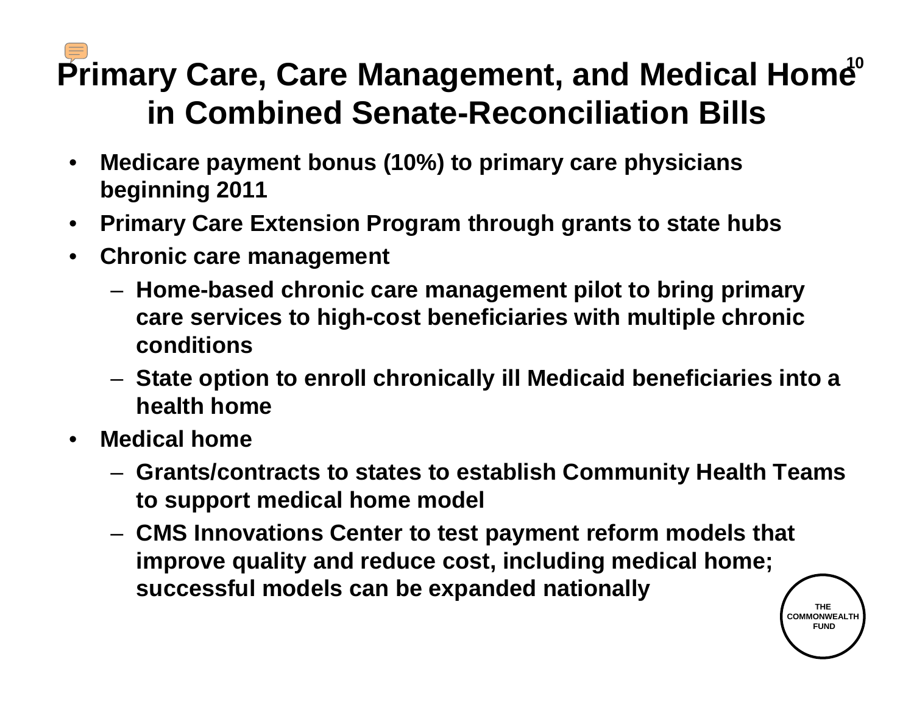# Primary Care, Care Management, and Medical Home in Combined Senate-Reconciliation Bills

- **Medicare payment bonus (10%) to primary care physicians beginning 2011**
- **Primary Care Extension Program through grants to state hubs**
- **Chronic care management**
  - **Home-based chronic care management pilot to bring primary care services to high-cost beneficiaries with multiple chronic conditions**
  - **State option to enroll chronically ill Medicaid beneficiaries into a health home**
- **Medical home**
  - **Grants/contracts to states to establish Community Health Teams to support medical home model**
  - **CMS Innovations Center to test payment reform models that improve quality and reduce cost, including medical home; successful models can be expanded nationally**

THE COMMONWEALTH FUND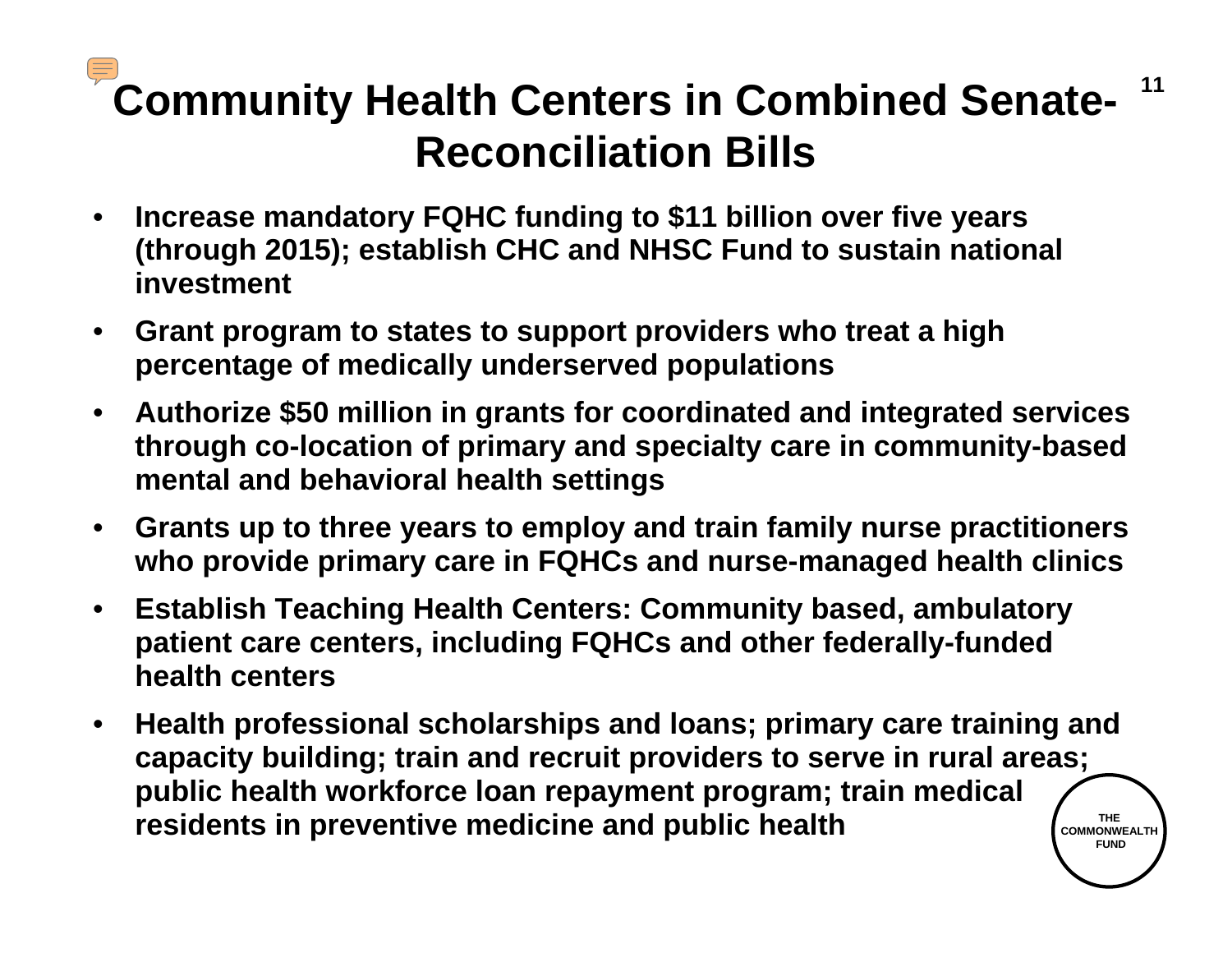# Community Health Centers in Combined Senate-Reconciliation Bills

- **Increase mandatory FQHC funding to $11 billion over five years (through 2015); establish CHC and NHSC Fund to sustain national investment**
- **Grant program to states to support providers who treat a high percentage of medically underserved populations**
- **Authorize $50 million in grants for coordinated and integrated services through co-location of primary and specialty care in community-based mental and behavioral health settings**
- **Grants up to three years to employ and train family nurse practitioners who provide primary care in FQHCs and nurse-managed health clinics**
- **Establish Teaching Health Centers: Community based, ambulatory patient care centers, including FQHCs and other federally-funded health centers**
- **Health professional scholarships and loans; primary care training and capacity building; train and recruit providers to serve in rural areas; public health workforce loan repayment program; train medical residents in preventive medicine and public health**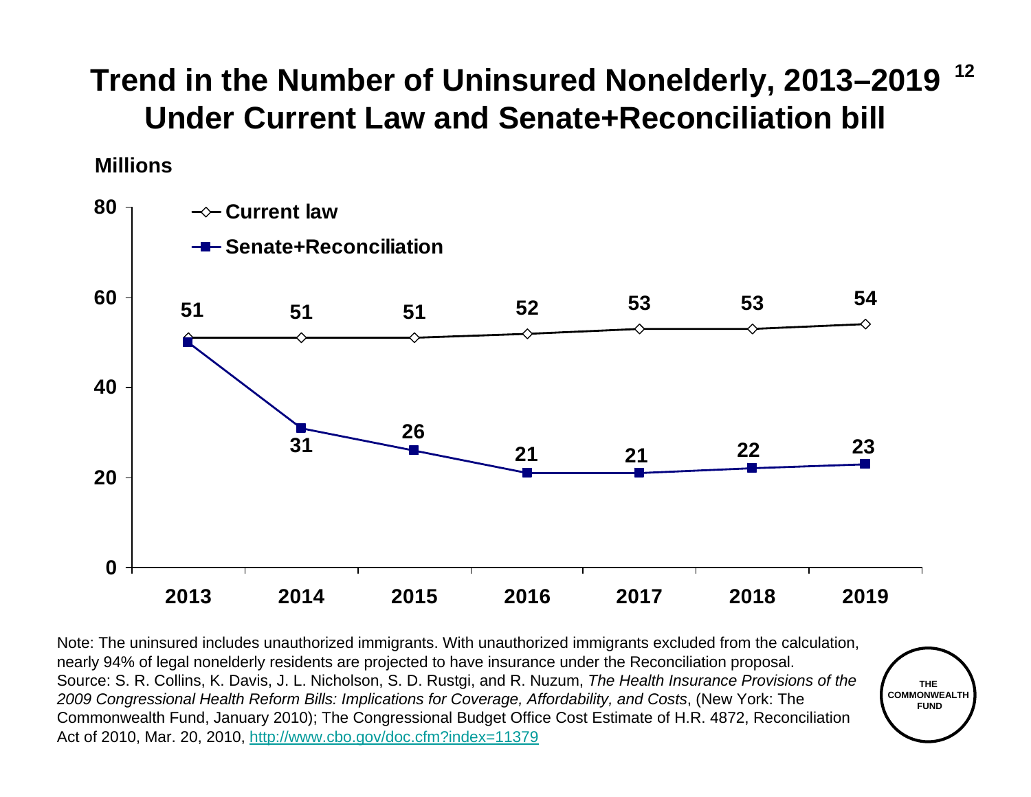# Trend in the Number of Uninsured Nonelderly, 2013–2019 Under Current Law and Senate+Reconciliation bill

Millions

| Year | Current law | Senate+Reconciliation |
|---|---|---|
| 2013 | 51 | 50 |
| 2014 | 51 | 31 |
| 2015 | 51 | 26 |
| 2016 | 52 | 21 |
| 2017 | 53 | 21 |
| 2018 | 53 | 22 |
| 2019 | 54 | 23 |

Note: The uninsured includes unauthorized immigrants. With unauthorized immigrants excluded from the calculation, nearly 94% of legal nonelderly residents are projected to have insurance under the Reconciliation proposal.

Source: S. R. Collins, K. Davis, J. L. Nicholson, S. D. Rustgi, and R. Nuzum, *The Health Insurance Provisions of the 2009 Congressional Health Reform Bills: Implications for Coverage, Affordability, and Costs*, (New York: The Commonwealth Fund, January 2010); The Congressional Budget Office Cost Estimate of H.R. 4872, Reconciliation Act of 2010, Mar. 20, 2010, http://www.cbo.gov/doc.cfm?index=11379

THE COMMONWEALTH FUND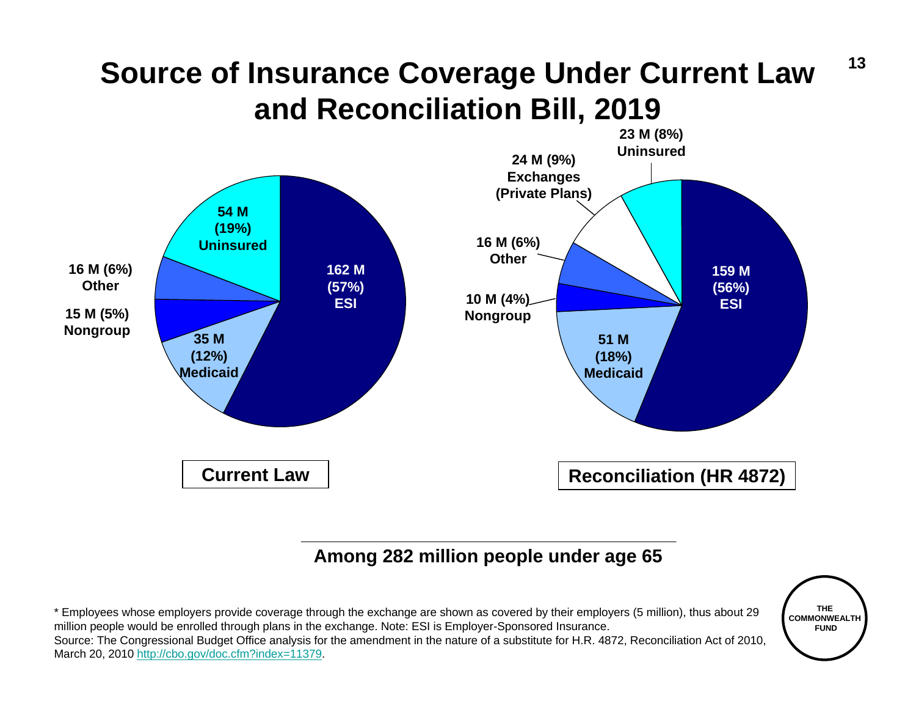# Source of Insurance Coverage Under Current Law and Reconciliation Bill, 2019

**Current Law**

- 162 M (57%) ESI
- 35 M (12%) Medicaid
- 15 M (5%) Nongroup
- 16 M (6%) Other
- 54 M (19%) Uninsured

**Reconciliation (HR 4872)**

- 159 M (56%) ESI
- 51 M (18%) Medicaid
- 10 M (4%) Nongroup
- 16 M (6%) Other
- 24 M (9%) Exchanges (Private Plans)
- 23 M (8%) Uninsured

**Among 282 million people under age 65**

* Employees whose employers provide coverage through the exchange are shown as covered by their employers (5 million), thus about 29 million people would be enrolled through plans in the exchange. Note: ESI is Employer-Sponsored Insurance.

Source: The Congressional Budget Office analysis for the amendment in the nature of a substitute for H.R. 4872, Reconciliation Act of 2010, March 20, 2010 http://cbo.gov/doc.cfm?index=11379.

THE COMMONWEALTH FUND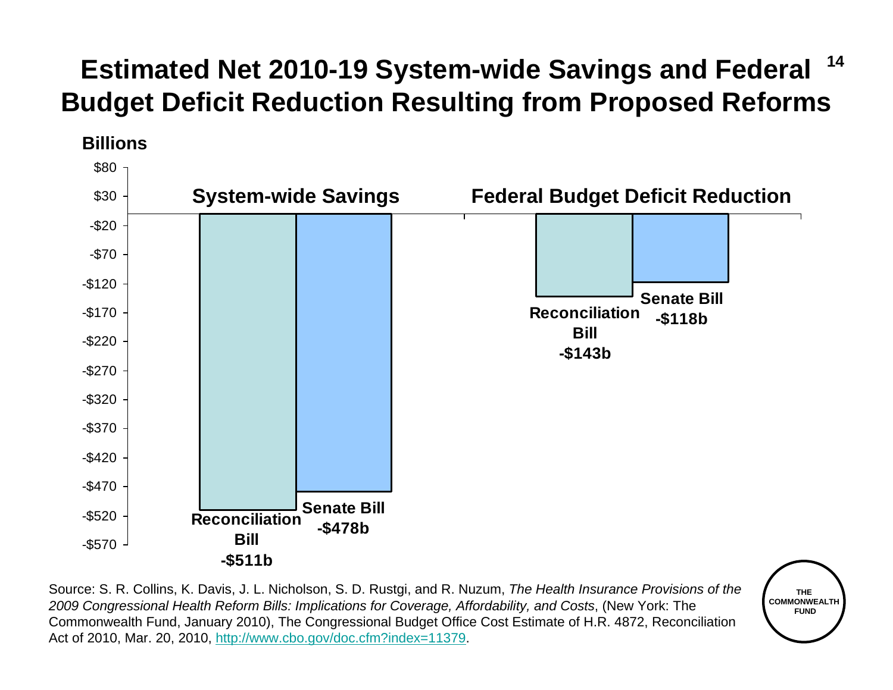# Estimated Net 2010-19 System-wide Savings and Federal Budget Deficit Reduction Resulting from Proposed Reforms

Billions

| | Reconciliation Bill | Senate Bill |
|---|---|---|
| System-wide Savings | -$511b | -$478b |
| Federal Budget Deficit Reduction | -$143b | -$118b |

Source: S. R. Collins, K. Davis, J. L. Nicholson, S. D. Rustgi, and R. Nuzum, *The Health Insurance Provisions of the 2009 Congressional Health Reform Bills: Implications for Coverage, Affordability, and Costs*, (New York: The Commonwealth Fund, January 2010), The Congressional Budget Office Cost Estimate of H.R. 4872, Reconciliation Act of 2010, Mar. 20, 2010, http://www.cbo.gov/doc.cfm?index=11379.

THE COMMONWEALTH FUND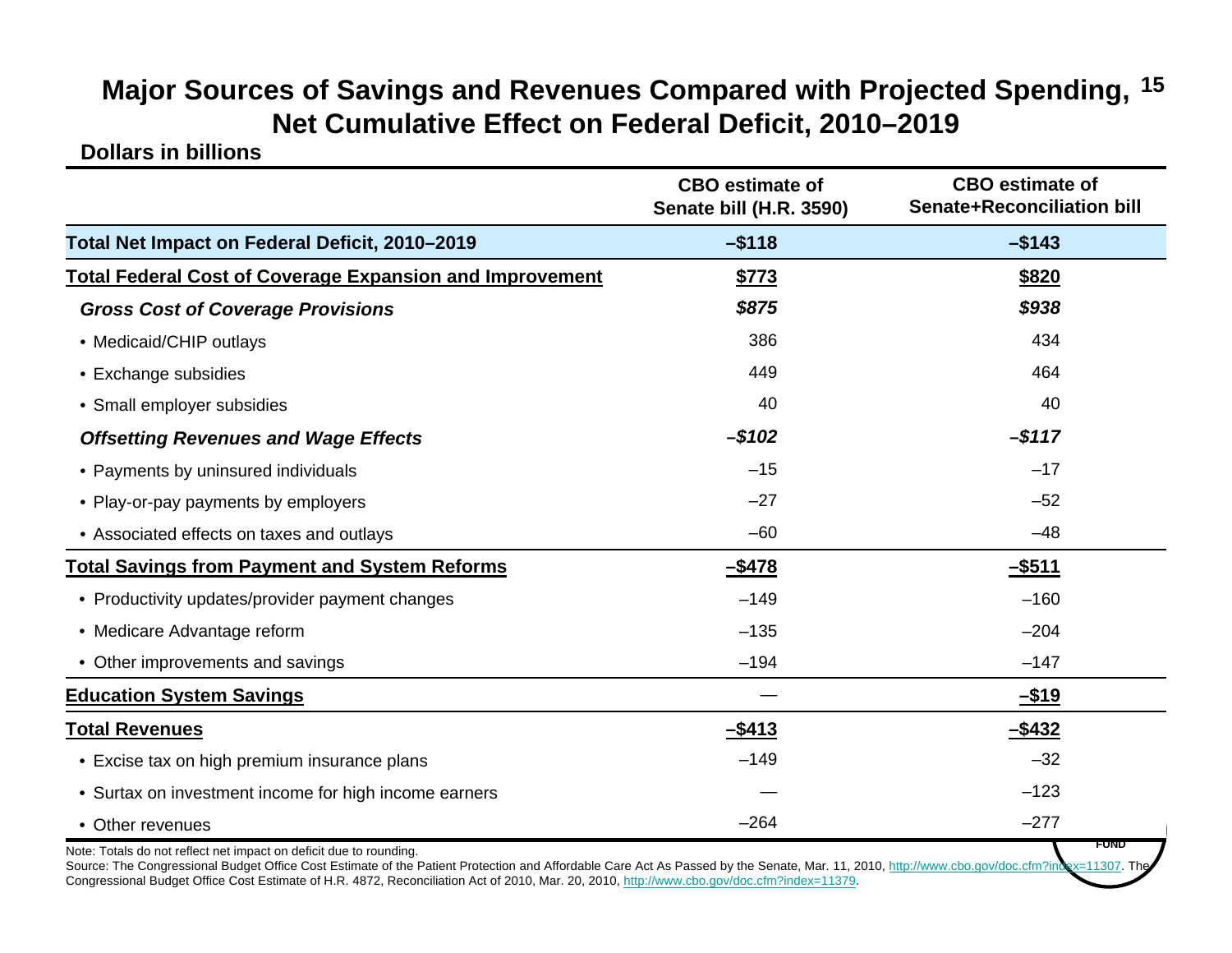## Major Sources of Savings and Revenues Compared with Projected Spending, Net Cumulative Effect on Federal Deficit, 2010–2019

**Dollars in billions**

| | CBO estimate of Senate bill (H.R. 3590) | CBO estimate of Senate+Reconciliation bill |
|---|---|---|
| **Total Net Impact on Federal Deficit, 2010–2019** | **–$118** | **–$143** |
| **Total Federal Cost of Coverage Expansion and Improvement** | **$773** | **$820** |
| ***Gross Cost of Coverage Provisions*** | ***$875*** | ***$938*** |
| • Medicaid/CHIP outlays | 386 | 434 |
| • Exchange subsidies | 449 | 464 |
| • Small employer subsidies | 40 | 40 |
| ***Offsetting Revenues and Wage Effects*** | ***–$102*** | ***–$117*** |
| • Payments by uninsured individuals | –15 | –17 |
| • Play-or-pay payments by employers | –27 | –52 |
| • Associated effects on taxes and outlays | –60 | –48 |
| **Total Savings from Payment and System Reforms** | **–$478** | **–$511** |
| • Productivity updates/provider payment changes | –149 | –160 |
| • Medicare Advantage reform | –135 | –204 |
| • Other improvements and savings | –194 | –147 |
| **Education System Savings** | — | **–$19** |
| **Total Revenues** | **–$413** | **–$432** |
| • Excise tax on high premium insurance plans | –149 | –32 |
| • Surtax on investment income for high income earners | — | –123 |
| • Other revenues | –264 | –277 |

Note: Totals do not reflect net impact on deficit due to rounding.

Source: The Congressional Budget Office Cost Estimate of the Patient Protection and Affordable Care Act As Passed by the Senate, Mar. 11, 2010, http://www.cbo.gov/doc.cfm?index=11307. The Congressional Budget Office Cost Estimate of H.R. 4872, Reconciliation Act of 2010, Mar. 20, 2010, http://www.cbo.gov/doc.cfm?index=11379.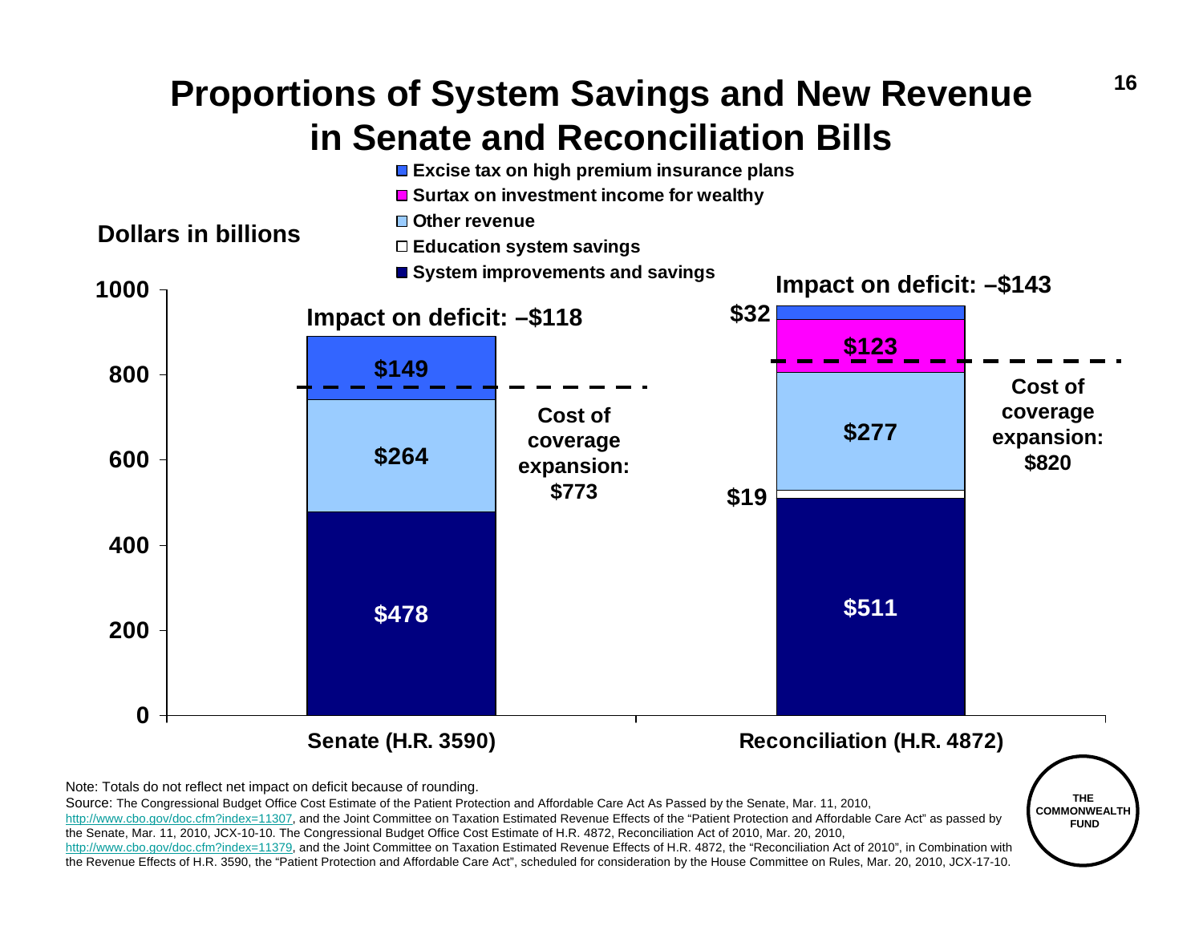# Proportions of System Savings and New Revenue in Senate and Reconciliation Bills

Dollars in billions

- Excise tax on high premium insurance plans
- Surtax on investment income for wealthy
- Other revenue
- Education system savings
- System improvements and savings

| | Senate (H.R. 3590) | Reconciliation (H.R. 4872) |
|---|---|---|
| System improvements and savings | $478 | $511 |
| Education system savings | | $19 |
| Other revenue | $264 | $277 |
| Surtax on investment income for wealthy | | $123 |
| Excise tax on high premium insurance plans | $149 | $32 |
| Cost of coverage expansion | $773 | $820 |
| Impact on deficit | –$118 | –$143 |

Note: Totals do not reflect net impact on deficit because of rounding.

Source: The Congressional Budget Office Cost Estimate of the Patient Protection and Affordable Care Act As Passed by the Senate, Mar. 11, 2010, http://www.cbo.gov/doc.cfm?index=11307, and the Joint Committee on Taxation Estimated Revenue Effects of the "Patient Protection and Affordable Care Act" as passed by the Senate, Mar. 11, 2010, JCX-10-10. The Congressional Budget Office Cost Estimate of H.R. 4872, Reconciliation Act of 2010, Mar. 20, 2010, http://www.cbo.gov/doc.cfm?index=11379, and the Joint Committee on Taxation Estimated Revenue Effects of H.R. 4872, the "Reconciliation Act of 2010", in Combination with the Revenue Effects of H.R. 3590, the "Patient Protection and Affordable Care Act", scheduled for consideration by the House Committee on Rules, Mar. 20, 2010, JCX-17-10.

THE COMMONWEALTH FUND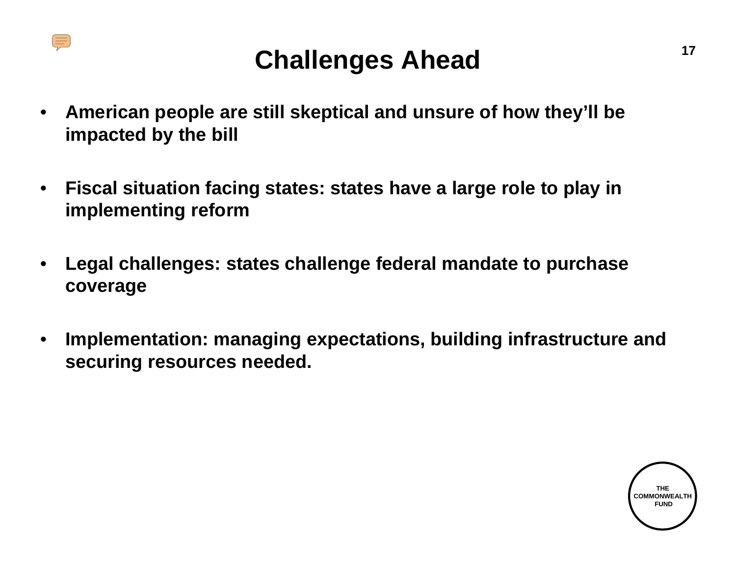# Challenges Ahead

- **American people are still skeptical and unsure of how they'll be impacted by the bill**

- **Fiscal situation facing states: states have a large role to play in implementing reform**

- **Legal challenges: states challenge federal mandate to purchase coverage**

- **Implementation: managing expectations, building infrastructure and securing resources needed.**

THE COMMONWEALTH FUND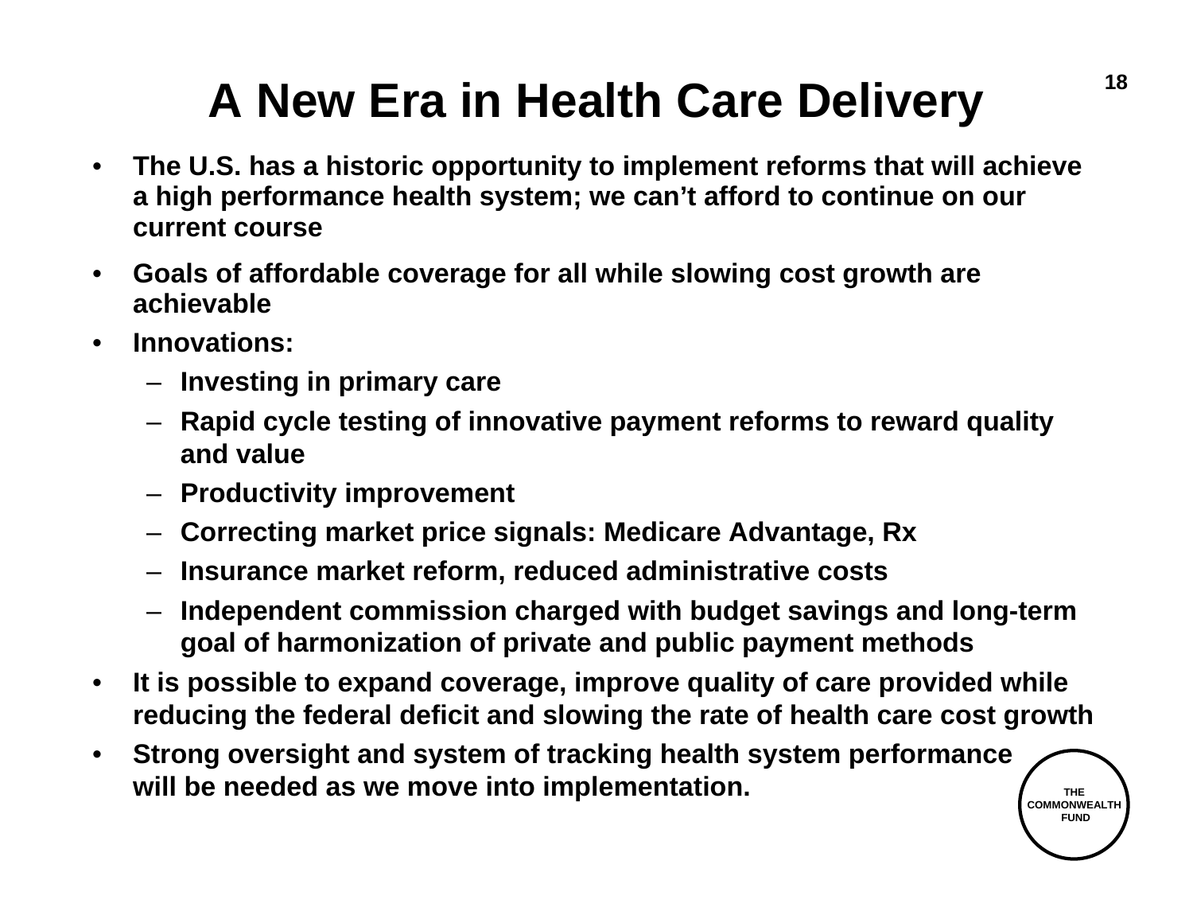# A New Era in Health Care Delivery

- **The U.S. has a historic opportunity to implement reforms that will achieve a high performance health system; we can't afford to continue on our current course**
- **Goals of affordable coverage for all while slowing cost growth are achievable**
- **Innovations:**
  - **Investing in primary care**
  - **Rapid cycle testing of innovative payment reforms to reward quality and value**
  - **Productivity improvement**
  - **Correcting market price signals: Medicare Advantage, Rx**
  - **Insurance market reform, reduced administrative costs**
  - **Independent commission charged with budget savings and long-term goal of harmonization of private and public payment methods**
- **It is possible to expand coverage, improve quality of care provided while reducing the federal deficit and slowing the rate of health care cost growth**
- **Strong oversight and system of tracking health system performance will be needed as we move into implementation.**

THE COMMONWEALTH FUND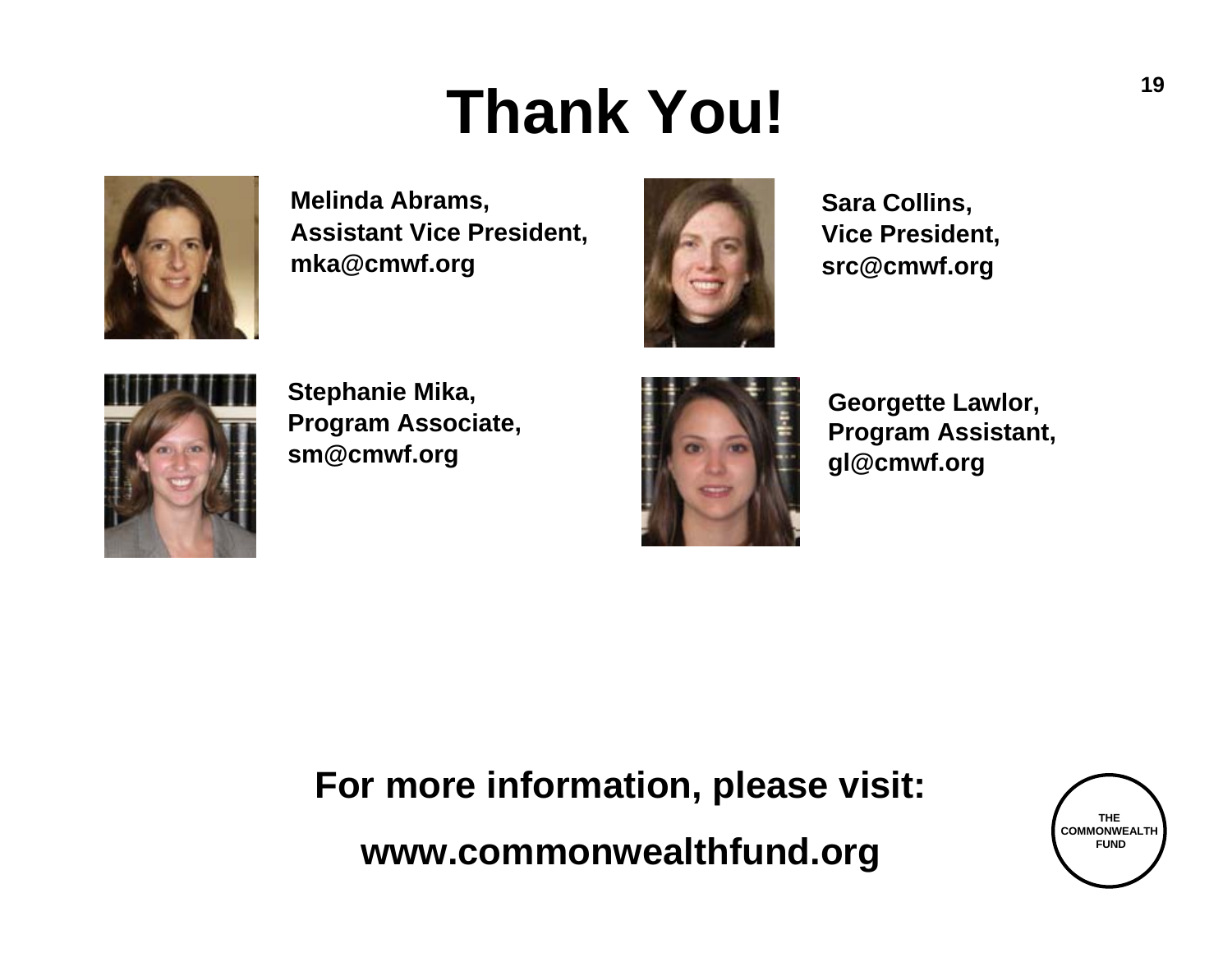# Thank You!

**Melinda Abrams,**
**Assistant Vice President,**
**mka@cmwf.org**

**Sara Collins,**
**Vice President,**
**src@cmwf.org**

**Stephanie Mika,**
**Program Associate,**
**sm@cmwf.org**

**Georgette Lawlor,**
**Program Assistant,**
**gl@cmwf.org**

**For more information, please visit:**

**www.commonwealthfund.org**

THE COMMONWEALTH FUND